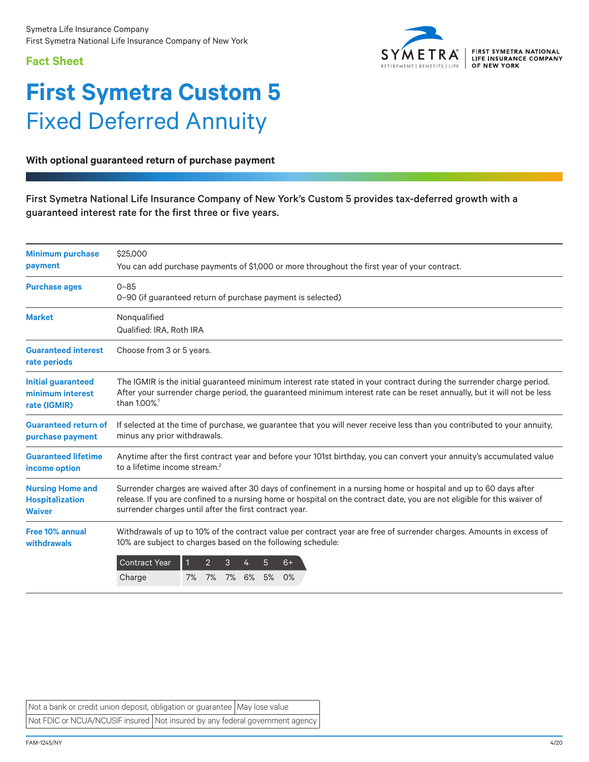Symetra Life Insurance Company
First Symetra National Life Insurance Company of New York

**Fact Sheet**

SYMETRA® RETIREMENT | BENEFITS | LIFE — FIRST SYMETRA NATIONAL LIFE INSURANCE COMPANY OF NEW YORK

# First Symetra Custom 5
## Fixed Deferred Annuity

**With optional guaranteed return of purchase payment**

**First Symetra National Life Insurance Company of New York's Custom 5 provides tax-deferred growth with a guaranteed interest rate for the first three or five years.**

| | |
|---|---|
| **Minimum purchase payment** | $25,000<br>You can add purchase payments of $1,000 or more throughout the first year of your contract. |
| **Purchase ages** | 0–85<br>0–90 (if guaranteed return of purchase payment is selected) |
| **Market** | Nonqualified<br>Qualified: IRA, Roth IRA |
| **Guaranteed interest rate periods** | Choose from 3 or 5 years. |
| **Initial guaranteed minimum interest rate (IGMIR)** | The IGMIR is the initial guaranteed minimum interest rate stated in your contract during the surrender charge period. After your surrender charge period, the guaranteed minimum interest rate can be reset annually, but it will not be less than 1.00%.[1] |
| **Guaranteed return of purchase payment** | If selected at the time of purchase, we guarantee that you will never receive less than you contributed to your annuity, minus any prior withdrawals. |
| **Guaranteed lifetime income option** | Anytime after the first contract year and before your 101st birthday, you can convert your annuity's accumulated value to a lifetime income stream.[2] |
| **Nursing Home and Hospitalization Waiver** | Surrender charges are waived after 30 days of confinement in a nursing home or hospital and up to 60 days after release. If you are confined to a nursing home or hospital on the contract date, you are not eligible for this waiver of surrender charges until after the first contract year. |
| **Free 10% annual withdrawals** | Withdrawals of up to 10% of the contract value per contract year are free of surrender charges. Amounts in excess of 10% are subject to charges based on the following schedule: |

| Contract Year | 1 | 2 | 3 | 4 | 5 | 6+ |
|---|---|---|---|---|---|---|
| Charge | 7% | 7% | 7% | 6% | 5% | 0% |

| | |
|---|---|
| Not a bank or credit union deposit, obligation or guarantee | May lose value |
| Not FDIC or NCUA/NCUSIF insured | Not insured by any federal government agency |

FAM-1245/NY 4/20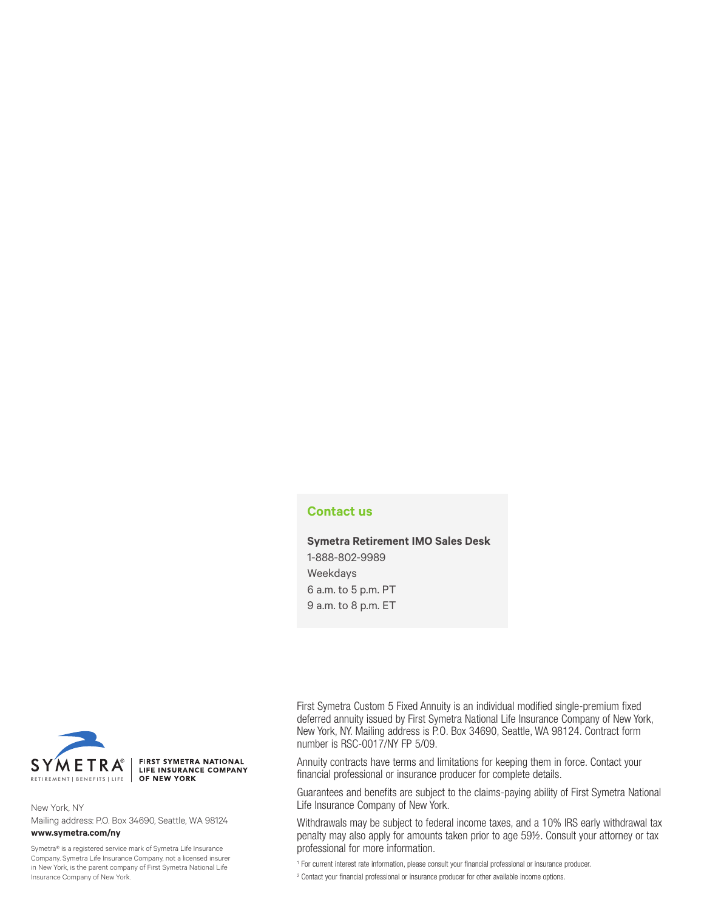## Contact us

**Symetra Retirement IMO Sales Desk**
1-888-802-9989
Weekdays
6 a.m. to 5 p.m. PT
9 a.m. to 8 p.m. ET

SYMETRA® RETIREMENT | BENEFITS | LIFE

FIRST SYMETRA NATIONAL LIFE INSURANCE COMPANY OF NEW YORK

New York, NY
Mailing address: P.O. Box 34690, Seattle, WA 98124
**www.symetra.com/ny**

Symetra® is a registered service mark of Symetra Life Insurance Company. Symetra Life Insurance Company, not a licensed insurer in New York, is the parent company of First Symetra National Life Insurance Company of New York.

First Symetra Custom 5 Fixed Annuity is an individual modified single-premium fixed deferred annuity issued by First Symetra National Life Insurance Company of New York, New York, NY. Mailing address is P.O. Box 34690, Seattle, WA 98124. Contract form number is RSC-0017/NY FP 5/09.

Annuity contracts have terms and limitations for keeping them in force. Contact your financial professional or insurance producer for complete details.

Guarantees and benefits are subject to the claims-paying ability of First Symetra National Life Insurance Company of New York.

Withdrawals may be subject to federal income taxes, and a 10% IRS early withdrawal tax penalty may also apply for amounts taken prior to age 59½. Consult your attorney or tax professional for more information.

[1] For current interest rate information, please consult your financial professional or insurance producer.

[2] Contact your financial professional or insurance producer for other available income options.